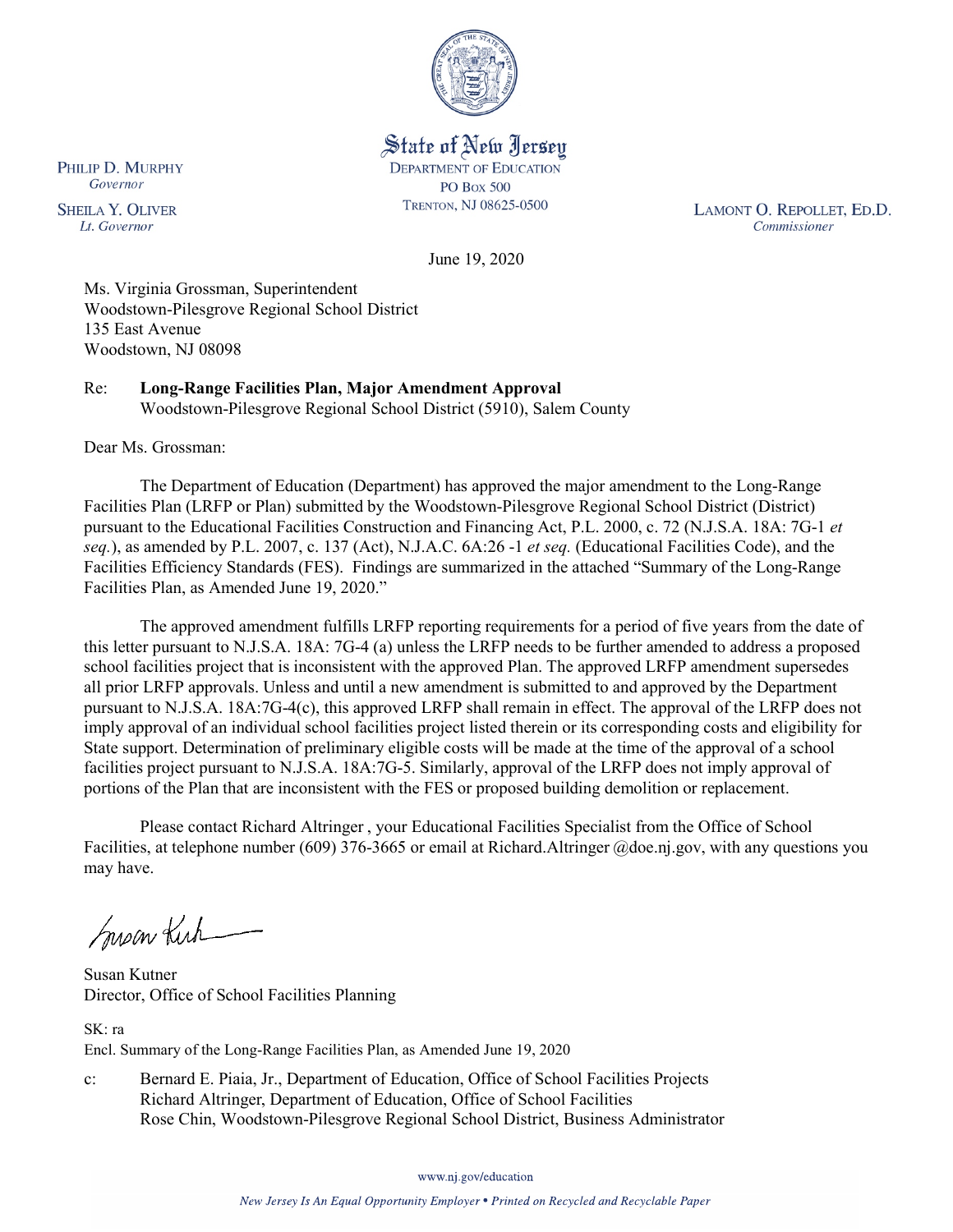State of New Jersey
DEPARTMENT OF EDUCATION
PO Box 500
TRENTON, NJ 08625-0500

PHILIP D. MURPHY
*Governor*

SHEILA Y. OLIVER
*Lt. Governor*

LAMONT O. REPOLLET, ED.D.
*Commissioner*

June 19, 2020

Ms. Virginia Grossman, Superintendent
Woodstown-Pilesgrove Regional School District
135 East Avenue
Woodstown, NJ 08098

Re: **Long-Range Facilities Plan, Major Amendment Approval**
Woodstown-Pilesgrove Regional School District (5910), Salem County

Dear Ms. Grossman:

The Department of Education (Department) has approved the major amendment to the Long-Range Facilities Plan (LRFP or Plan) submitted by the Woodstown-Pilesgrove Regional School District (District) pursuant to the Educational Facilities Construction and Financing Act, P.L. 2000, c. 72 (N.J.S.A. 18A: 7G-1 *et seq.*), as amended by P.L. 2007, c. 137 (Act), N.J.A.C. 6A:26 -1 *et seq.* (Educational Facilities Code), and the Facilities Efficiency Standards (FES). Findings are summarized in the attached "Summary of the Long-Range Facilities Plan, as Amended June 19, 2020."

The approved amendment fulfills LRFP reporting requirements for a period of five years from the date of this letter pursuant to N.J.S.A. 18A: 7G-4 (a) unless the LRFP needs to be further amended to address a proposed school facilities project that is inconsistent with the approved Plan. The approved LRFP amendment supersedes all prior LRFP approvals. Unless and until a new amendment is submitted to and approved by the Department pursuant to N.J.S.A. 18A:7G-4(c), this approved LRFP shall remain in effect. The approval of the LRFP does not imply approval of an individual school facilities project listed therein or its corresponding costs and eligibility for State support. Determination of preliminary eligible costs will be made at the time of the approval of a school facilities project pursuant to N.J.S.A. 18A:7G-5. Similarly, approval of the LRFP does not imply approval of portions of the Plan that are inconsistent with the FES or proposed building demolition or replacement.

Please contact Richard Altringer , your Educational Facilities Specialist from the Office of School Facilities, at telephone number (609) 376-3665 or email at Richard.Altringer @doe.nj.gov, with any questions you may have.

Susan Kutner
Director, Office of School Facilities Planning

SK: ra
Encl. Summary of the Long-Range Facilities Plan, as Amended June 19, 2020

c: Bernard E. Piaia, Jr., Department of Education, Office of School Facilities Projects
Richard Altringer, Department of Education, Office of School Facilities
Rose Chin, Woodstown-Pilesgrove Regional School District, Business Administrator

www.nj.gov/education

*New Jersey Is An Equal Opportunity Employer • Printed on Recycled and Recyclable Paper*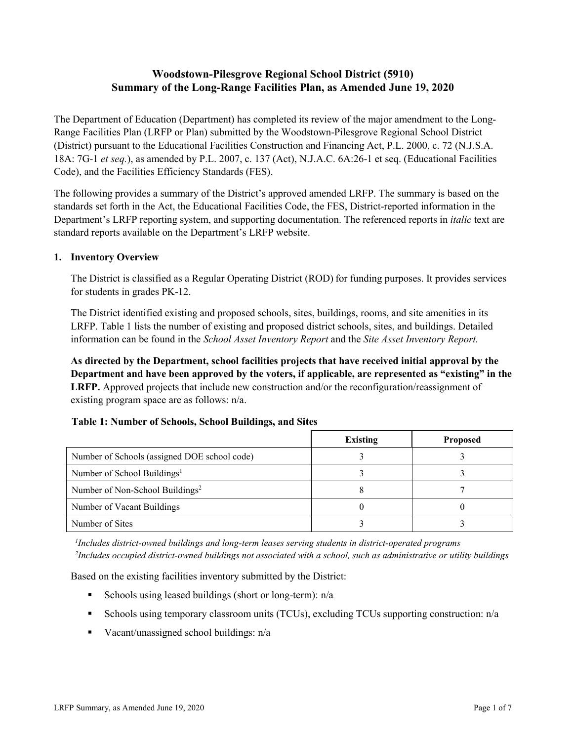# Woodstown-Pilesgrove Regional School District (5910)
# Summary of the Long-Range Facilities Plan, as Amended June 19, 2020

The Department of Education (Department) has completed its review of the major amendment to the Long-Range Facilities Plan (LRFP or Plan) submitted by the Woodstown-Pilesgrove Regional School District (District) pursuant to the Educational Facilities Construction and Financing Act, P.L. 2000, c. 72 (N.J.S.A. 18A: 7G-1 *et seq.*), as amended by P.L. 2007, c. 137 (Act), N.J.A.C. 6A:26-1 et seq. (Educational Facilities Code), and the Facilities Efficiency Standards (FES).

The following provides a summary of the District's approved amended LRFP. The summary is based on the standards set forth in the Act, the Educational Facilities Code, the FES, District-reported information in the Department's LRFP reporting system, and supporting documentation. The referenced reports in *italic* text are standard reports available on the Department's LRFP website.

## 1. Inventory Overview

The District is classified as a Regular Operating District (ROD) for funding purposes. It provides services for students in grades PK-12.

The District identified existing and proposed schools, sites, buildings, rooms, and site amenities in its LRFP. Table 1 lists the number of existing and proposed district schools, sites, and buildings. Detailed information can be found in the *School Asset Inventory Report* and the *Site Asset Inventory Report.*

**As directed by the Department, school facilities projects that have received initial approval by the Department and have been approved by the voters, if applicable, are represented as "existing" in the LRFP.** Approved projects that include new construction and/or the reconfiguration/reassignment of existing program space are as follows: n/a.

**Table 1: Number of Schools, School Buildings, and Sites**

| | Existing | Proposed |
|---|---|---|
| Number of Schools (assigned DOE school code) | 3 | 3 |
| Number of School Buildings[1] | 3 | 3 |
| Number of Non-School Buildings[2] | 8 | 7 |
| Number of Vacant Buildings | 0 | 0 |
| Number of Sites | 3 | 3 |

*[1]Includes district-owned buildings and long-term leases serving students in district-operated programs*
*[2]Includes occupied district-owned buildings not associated with a school, such as administrative or utility buildings*

Based on the existing facilities inventory submitted by the District:

- Schools using leased buildings (short or long-term): n/a
- Schools using temporary classroom units (TCUs), excluding TCUs supporting construction: n/a
- Vacant/unassigned school buildings: n/a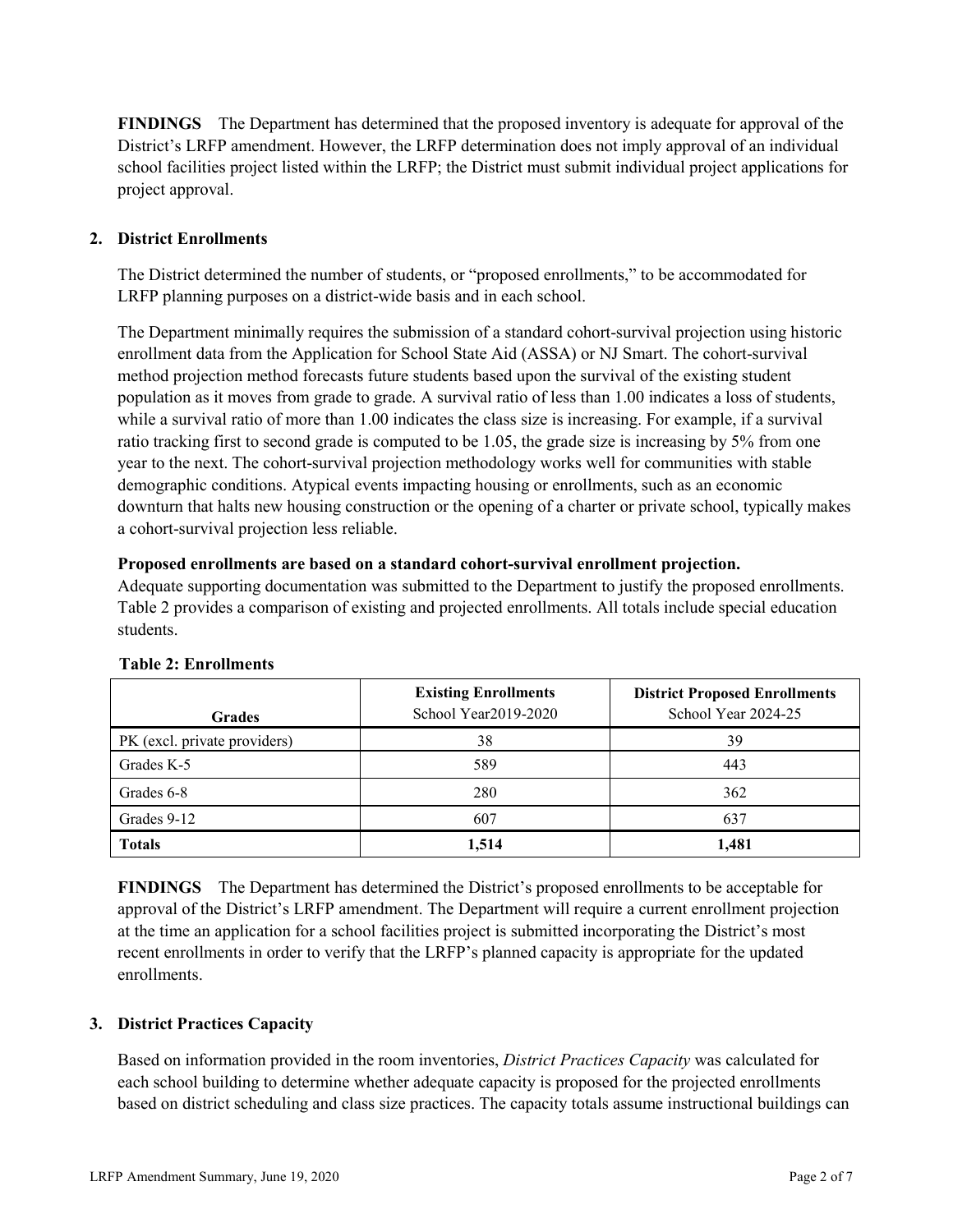**FINDINGS** The Department has determined that the proposed inventory is adequate for approval of the District's LRFP amendment. However, the LRFP determination does not imply approval of an individual school facilities project listed within the LRFP; the District must submit individual project applications for project approval.

## 2. District Enrollments

The District determined the number of students, or "proposed enrollments," to be accommodated for LRFP planning purposes on a district-wide basis and in each school.

The Department minimally requires the submission of a standard cohort-survival projection using historic enrollment data from the Application for School State Aid (ASSA) or NJ Smart. The cohort-survival method projection method forecasts future students based upon the survival of the existing student population as it moves from grade to grade. A survival ratio of less than 1.00 indicates a loss of students, while a survival ratio of more than 1.00 indicates the class size is increasing. For example, if a survival ratio tracking first to second grade is computed to be 1.05, the grade size is increasing by 5% from one year to the next. The cohort-survival projection methodology works well for communities with stable demographic conditions. Atypical events impacting housing or enrollments, such as an economic downturn that halts new housing construction or the opening of a charter or private school, typically makes a cohort-survival projection less reliable.

**Proposed enrollments are based on a standard cohort-survival enrollment projection.**
Adequate supporting documentation was submitted to the Department to justify the proposed enrollments. Table 2 provides a comparison of existing and projected enrollments. All totals include special education students.

**Table 2: Enrollments**

| Grades | **Existing Enrollments** School Year2019-2020 | **District Proposed Enrollments** School Year 2024-25 |
|---|---|---|
| PK (excl. private providers) | 38 | 39 |
| Grades K-5 | 589 | 443 |
| Grades 6-8 | 280 | 362 |
| Grades 9-12 | 607 | 637 |
| **Totals** | **1,514** | **1,481** |

**FINDINGS** The Department has determined the District's proposed enrollments to be acceptable for approval of the District's LRFP amendment. The Department will require a current enrollment projection at the time an application for a school facilities project is submitted incorporating the District's most recent enrollments in order to verify that the LRFP's planned capacity is appropriate for the updated enrollments.

## 3. District Practices Capacity

Based on information provided in the room inventories, *District Practices Capacity* was calculated for each school building to determine whether adequate capacity is proposed for the projected enrollments based on district scheduling and class size practices. The capacity totals assume instructional buildings can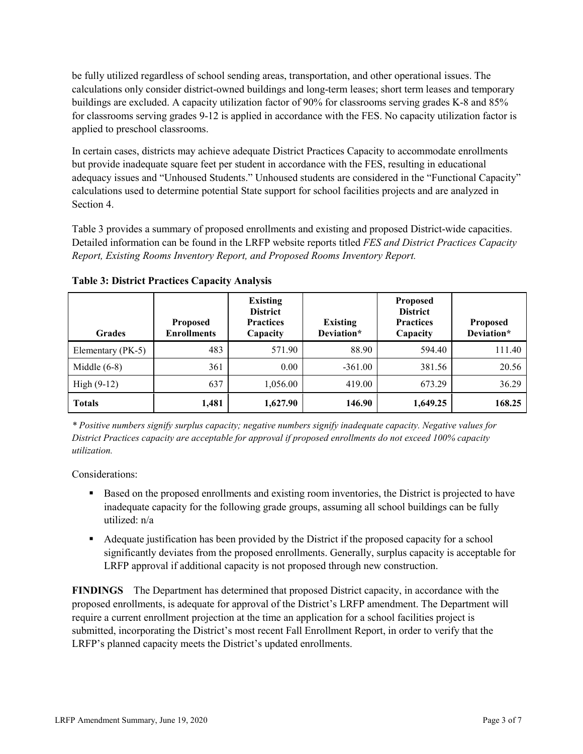be fully utilized regardless of school sending areas, transportation, and other operational issues. The calculations only consider district-owned buildings and long-term leases; short term leases and temporary buildings are excluded. A capacity utilization factor of 90% for classrooms serving grades K-8 and 85% for classrooms serving grades 9-12 is applied in accordance with the FES. No capacity utilization factor is applied to preschool classrooms.

In certain cases, districts may achieve adequate District Practices Capacity to accommodate enrollments but provide inadequate square feet per student in accordance with the FES, resulting in educational adequacy issues and "Unhoused Students." Unhoused students are considered in the "Functional Capacity" calculations used to determine potential State support for school facilities projects and are analyzed in Section 4.

Table 3 provides a summary of proposed enrollments and existing and proposed District-wide capacities. Detailed information can be found in the LRFP website reports titled *FES and District Practices Capacity Report, Existing Rooms Inventory Report, and Proposed Rooms Inventory Report.*

**Table 3: District Practices Capacity Analysis**

| Grades | Proposed Enrollments | Existing District Practices Capacity | Existing Deviation* | Proposed District Practices Capacity | Proposed Deviation* |
|---|---|---|---|---|---|
| Elementary (PK-5) | 483 | 571.90 | 88.90 | 594.40 | 111.40 |
| Middle (6-8) | 361 | 0.00 | -361.00 | 381.56 | 20.56 |
| High (9-12) | 637 | 1,056.00 | 419.00 | 673.29 | 36.29 |
| **Totals** | **1,481** | **1,627.90** | **146.90** | **1,649.25** | **168.25** |

*\* Positive numbers signify surplus capacity; negative numbers signify inadequate capacity. Negative values for District Practices capacity are acceptable for approval if proposed enrollments do not exceed 100% capacity utilization.*

Considerations:

- Based on the proposed enrollments and existing room inventories, the District is projected to have inadequate capacity for the following grade groups, assuming all school buildings can be fully utilized: n/a
- Adequate justification has been provided by the District if the proposed capacity for a school significantly deviates from the proposed enrollments. Generally, surplus capacity is acceptable for LRFP approval if additional capacity is not proposed through new construction.

**FINDINGS** The Department has determined that proposed District capacity, in accordance with the proposed enrollments, is adequate for approval of the District's LRFP amendment. The Department will require a current enrollment projection at the time an application for a school facilities project is submitted, incorporating the District's most recent Fall Enrollment Report, in order to verify that the LRFP's planned capacity meets the District's updated enrollments.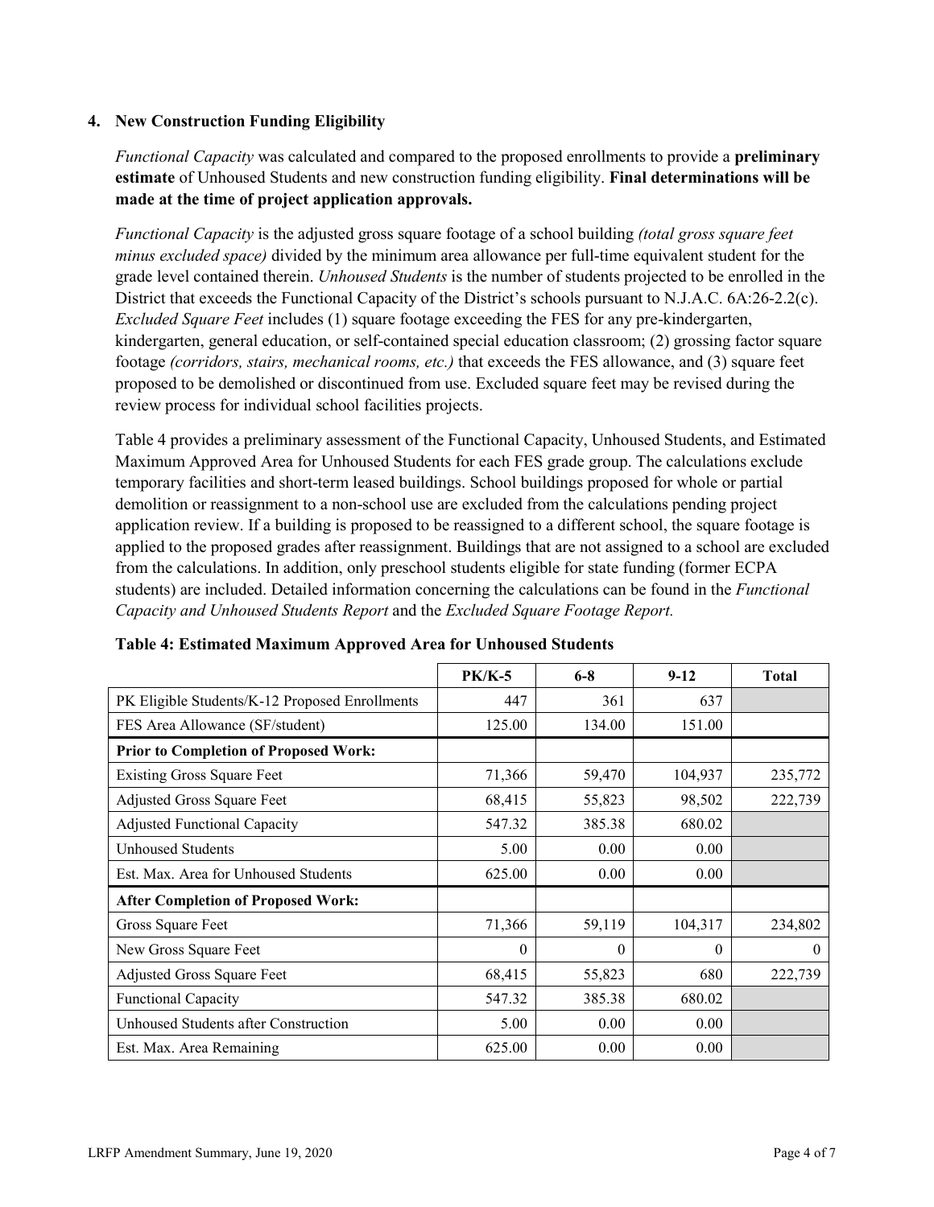### 4. New Construction Funding Eligibility

*Functional Capacity* was calculated and compared to the proposed enrollments to provide a **preliminary estimate** of Unhoused Students and new construction funding eligibility. **Final determinations will be made at the time of project application approvals.**

*Functional Capacity* is the adjusted gross square footage of a school building *(total gross square feet minus excluded space)* divided by the minimum area allowance per full-time equivalent student for the grade level contained therein. *Unhoused Students* is the number of students projected to be enrolled in the District that exceeds the Functional Capacity of the District's schools pursuant to N.J.A.C. 6A:26-2.2(c). *Excluded Square Feet* includes (1) square footage exceeding the FES for any pre-kindergarten, kindergarten, general education, or self-contained special education classroom; (2) grossing factor square footage *(corridors, stairs, mechanical rooms, etc.)* that exceeds the FES allowance, and (3) square feet proposed to be demolished or discontinued from use. Excluded square feet may be revised during the review process for individual school facilities projects.

Table 4 provides a preliminary assessment of the Functional Capacity, Unhoused Students, and Estimated Maximum Approved Area for Unhoused Students for each FES grade group. The calculations exclude temporary facilities and short-term leased buildings. School buildings proposed for whole or partial demolition or reassignment to a non-school use are excluded from the calculations pending project application review. If a building is proposed to be reassigned to a different school, the square footage is applied to the proposed grades after reassignment. Buildings that are not assigned to a school are excluded from the calculations. In addition, only preschool students eligible for state funding (former ECPA students) are included. Detailed information concerning the calculations can be found in the *Functional Capacity and Unhoused Students Report* and the *Excluded Square Footage Report.*

**Table 4: Estimated Maximum Approved Area for Unhoused Students**

| | PK/K-5 | 6-8 | 9-12 | Total |
|---|---|---|---|---|
| PK Eligible Students/K-12 Proposed Enrollments | 447 | 361 | 637 | |
| FES Area Allowance (SF/student) | 125.00 | 134.00 | 151.00 | |
| **Prior to Completion of Proposed Work:** | | | | |
| Existing Gross Square Feet | 71,366 | 59,470 | 104,937 | 235,772 |
| Adjusted Gross Square Feet | 68,415 | 55,823 | 98,502 | 222,739 |
| Adjusted Functional Capacity | 547.32 | 385.38 | 680.02 | |
| Unhoused Students | 5.00 | 0.00 | 0.00 | |
| Est. Max. Area for Unhoused Students | 625.00 | 0.00 | 0.00 | |
| **After Completion of Proposed Work:** | | | | |
| Gross Square Feet | 71,366 | 59,119 | 104,317 | 234,802 |
| New Gross Square Feet | 0 | 0 | 0 | 0 |
| Adjusted Gross Square Feet | 68,415 | 55,823 | 680 | 222,739 |
| Functional Capacity | 547.32 | 385.38 | 680.02 | |
| Unhoused Students after Construction | 5.00 | 0.00 | 0.00 | |
| Est. Max. Area Remaining | 625.00 | 0.00 | 0.00 | |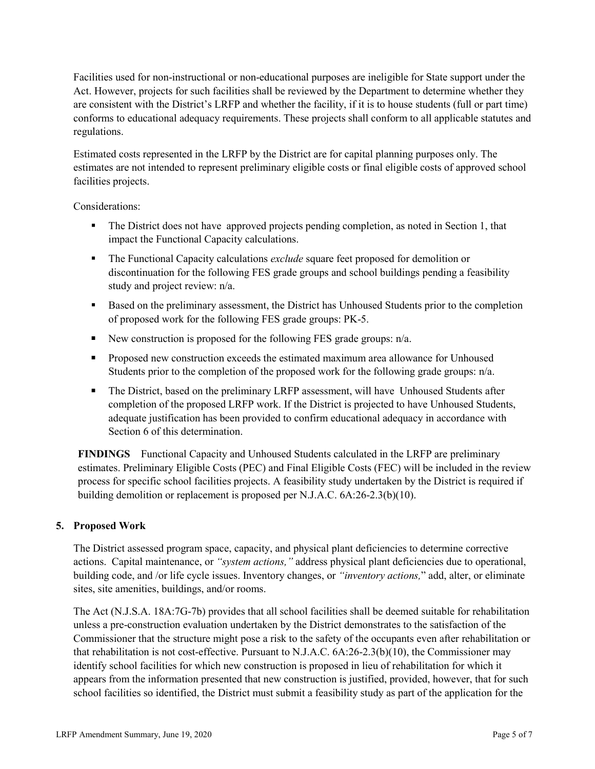Facilities used for non-instructional or non-educational purposes are ineligible for State support under the Act. However, projects for such facilities shall be reviewed by the Department to determine whether they are consistent with the District's LRFP and whether the facility, if it is to house students (full or part time) conforms to educational adequacy requirements. These projects shall conform to all applicable statutes and regulations.

Estimated costs represented in the LRFP by the District are for capital planning purposes only. The estimates are not intended to represent preliminary eligible costs or final eligible costs of approved school facilities projects.

Considerations:

- The District does not have approved projects pending completion, as noted in Section 1, that impact the Functional Capacity calculations.
- The Functional Capacity calculations *exclude* square feet proposed for demolition or discontinuation for the following FES grade groups and school buildings pending a feasibility study and project review: n/a.
- Based on the preliminary assessment, the District has Unhoused Students prior to the completion of proposed work for the following FES grade groups: PK-5.
- New construction is proposed for the following FES grade groups: n/a.
- Proposed new construction exceeds the estimated maximum area allowance for Unhoused Students prior to the completion of the proposed work for the following grade groups: n/a.
- The District, based on the preliminary LRFP assessment, will have Unhoused Students after completion of the proposed LRFP work. If the District is projected to have Unhoused Students, adequate justification has been provided to confirm educational adequacy in accordance with Section 6 of this determination.

**FINDINGS** Functional Capacity and Unhoused Students calculated in the LRFP are preliminary estimates. Preliminary Eligible Costs (PEC) and Final Eligible Costs (FEC) will be included in the review process for specific school facilities projects. A feasibility study undertaken by the District is required if building demolition or replacement is proposed per N.J.A.C. 6A:26-2.3(b)(10).

## 5. Proposed Work

The District assessed program space, capacity, and physical plant deficiencies to determine corrective actions. Capital maintenance, or *"system actions,"* address physical plant deficiencies due to operational, building code, and /or life cycle issues. Inventory changes, or *"inventory actions,"* add, alter, or eliminate sites, site amenities, buildings, and/or rooms.

The Act (N.J.S.A. 18A:7G-7b) provides that all school facilities shall be deemed suitable for rehabilitation unless a pre-construction evaluation undertaken by the District demonstrates to the satisfaction of the Commissioner that the structure might pose a risk to the safety of the occupants even after rehabilitation or that rehabilitation is not cost-effective. Pursuant to N.J.A.C. 6A:26-2.3(b)(10), the Commissioner may identify school facilities for which new construction is proposed in lieu of rehabilitation for which it appears from the information presented that new construction is justified, provided, however, that for such school facilities so identified, the District must submit a feasibility study as part of the application for the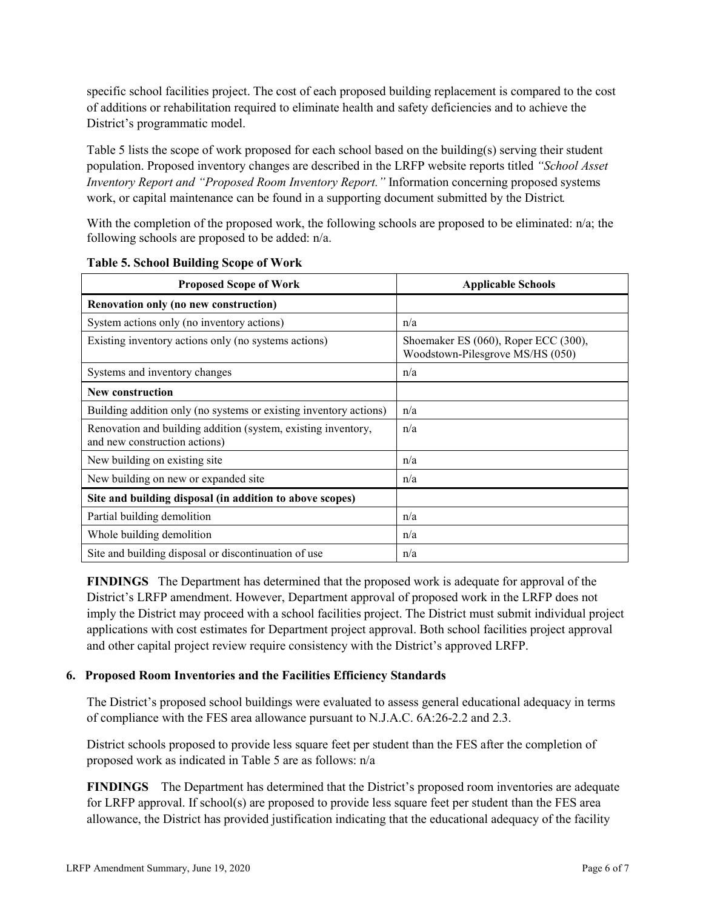specific school facilities project. The cost of each proposed building replacement is compared to the cost of additions or rehabilitation required to eliminate health and safety deficiencies and to achieve the District's programmatic model.

Table 5 lists the scope of work proposed for each school based on the building(s) serving their student population. Proposed inventory changes are described in the LRFP website reports titled *"School Asset Inventory Report and "Proposed Room Inventory Report."* Information concerning proposed systems work, or capital maintenance can be found in a supporting document submitted by the District.

With the completion of the proposed work, the following schools are proposed to be eliminated: n/a; the following schools are proposed to be added: n/a.

**Table 5. School Building Scope of Work**

| Proposed Scope of Work | Applicable Schools |
|---|---|
| **Renovation only (no new construction)** | |
| System actions only (no inventory actions) | n/a |
| Existing inventory actions only (no systems actions) | Shoemaker ES (060), Roper ECC (300), Woodstown-Pilesgrove MS/HS (050) |
| Systems and inventory changes | n/a |
| **New construction** | |
| Building addition only (no systems or existing inventory actions) | n/a |
| Renovation and building addition (system, existing inventory, and new construction actions) | n/a |
| New building on existing site | n/a |
| New building on new or expanded site | n/a |
| **Site and building disposal (in addition to above scopes)** | |
| Partial building demolition | n/a |
| Whole building demolition | n/a |
| Site and building disposal or discontinuation of use | n/a |

**FINDINGS** The Department has determined that the proposed work is adequate for approval of the District's LRFP amendment. However, Department approval of proposed work in the LRFP does not imply the District may proceed with a school facilities project. The District must submit individual project applications with cost estimates for Department project approval. Both school facilities project approval and other capital project review require consistency with the District's approved LRFP.

### 6. Proposed Room Inventories and the Facilities Efficiency Standards

The District's proposed school buildings were evaluated to assess general educational adequacy in terms of compliance with the FES area allowance pursuant to N.J.A.C. 6A:26-2.2 and 2.3.

District schools proposed to provide less square feet per student than the FES after the completion of proposed work as indicated in Table 5 are as follows: n/a

**FINDINGS** The Department has determined that the District's proposed room inventories are adequate for LRFP approval. If school(s) are proposed to provide less square feet per student than the FES area allowance, the District has provided justification indicating that the educational adequacy of the facility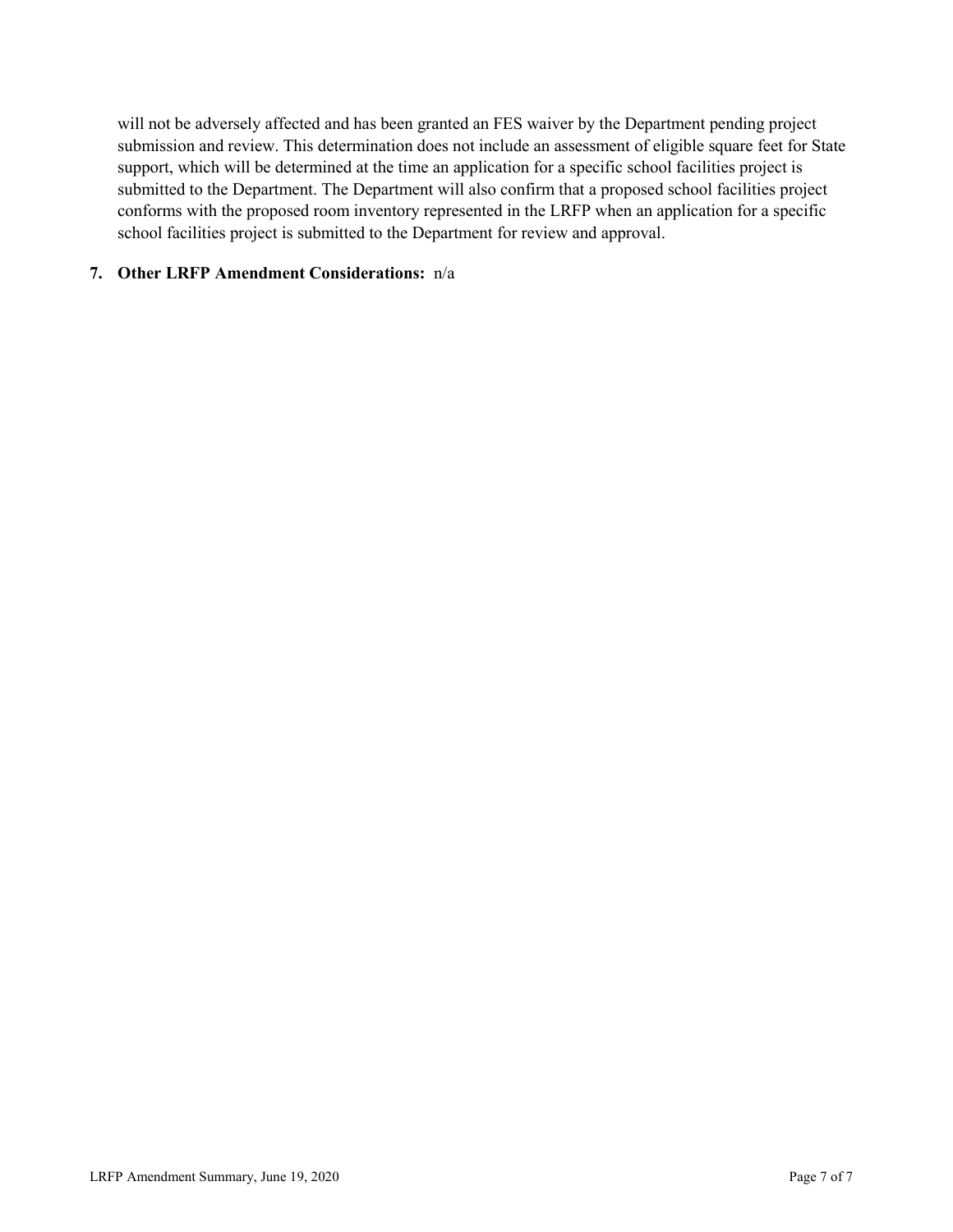will not be adversely affected and has been granted an FES waiver by the Department pending project submission and review. This determination does not include an assessment of eligible square feet for State support, which will be determined at the time an application for a specific school facilities project is submitted to the Department. The Department will also confirm that a proposed school facilities project conforms with the proposed room inventory represented in the LRFP when an application for a specific school facilities project is submitted to the Department for review and approval.

**7. Other LRFP Amendment Considerations:** n/a